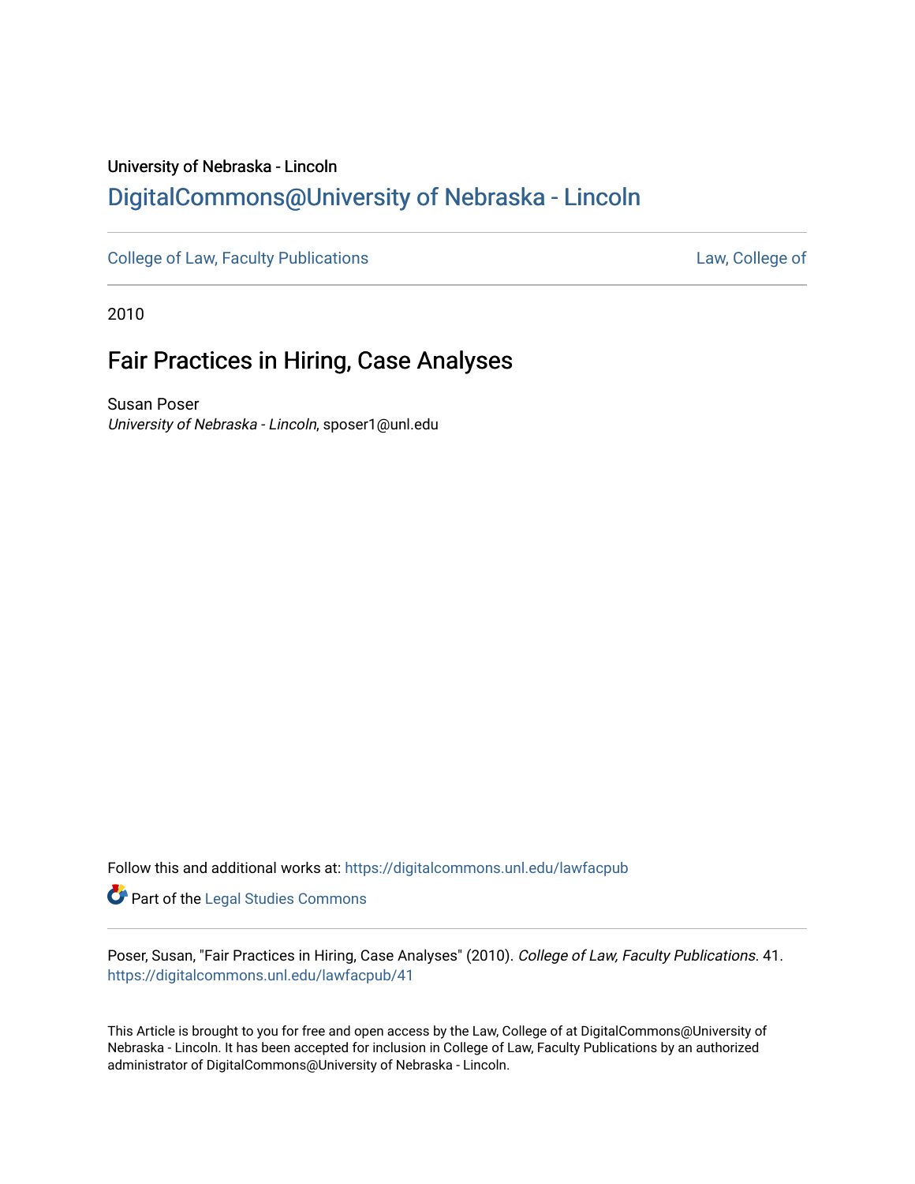University of Nebraska - Lincoln

## DigitalCommons@University of Nebraska - Lincoln

College of Law, Faculty Publications

Law, College of

2010

# Fair Practices in Hiring, Case Analyses

Susan Poser

*University of Nebraska - Lincoln*, sposer1@unl.edu

Follow this and additional works at: https://digitalcommons.unl.edu/lawfacpub

Part of the Legal Studies Commons

Poser, Susan, "Fair Practices in Hiring, Case Analyses" (2010). *College of Law, Faculty Publications*. 41.
https://digitalcommons.unl.edu/lawfacpub/41

This Article is brought to you for free and open access by the Law, College of at DigitalCommons@University of Nebraska - Lincoln. It has been accepted for inclusion in College of Law, Faculty Publications by an authorized administrator of DigitalCommons@University of Nebraska - Lincoln.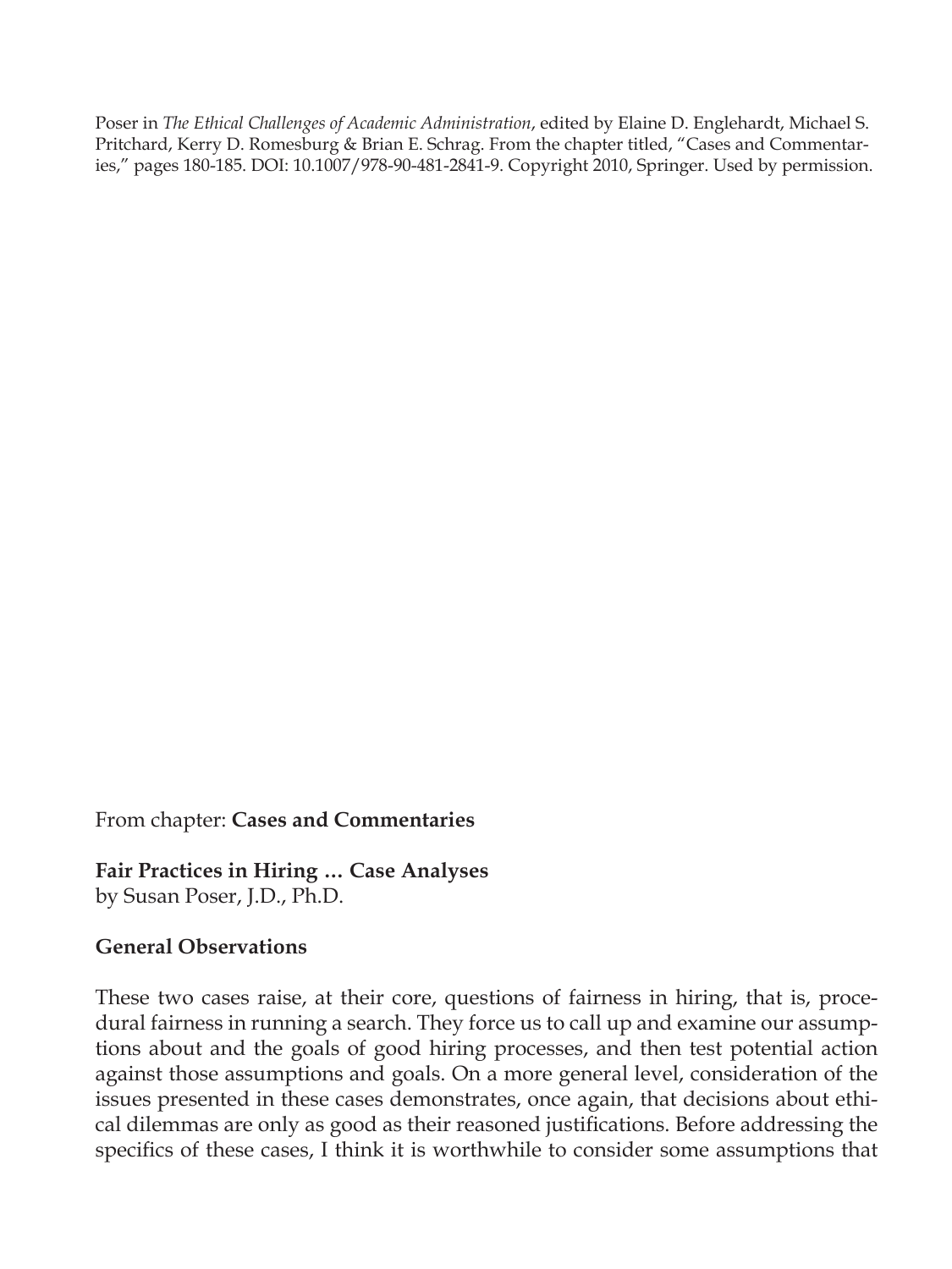Poser in *The Ethical Challenges of Academic Administration*, edited by Elaine D. Englehardt, Michael S. Pritchard, Kerry D. Romesburg & Brian E. Schrag. From the chapter titled, "Cases and Commentaries," pages 180-185. DOI: 10.1007/978-90-481-2841-9. Copyright 2010, Springer. Used by permission.

From chapter: **Cases and Commentaries**

**Fair Practices in Hiring … Case Analyses**
by Susan Poser, J.D., Ph.D.

**General Observations**

These two cases raise, at their core, questions of fairness in hiring, that is, procedural fairness in running a search. They force us to call up and examine our assumptions about and the goals of good hiring processes, and then test potential action against those assumptions and goals. On a more general level, consideration of the issues presented in these cases demonstrates, once again, that decisions about ethical dilemmas are only as good as their reasoned justifications. Before addressing the specifics of these cases, I think it is worthwhile to consider some assumptions that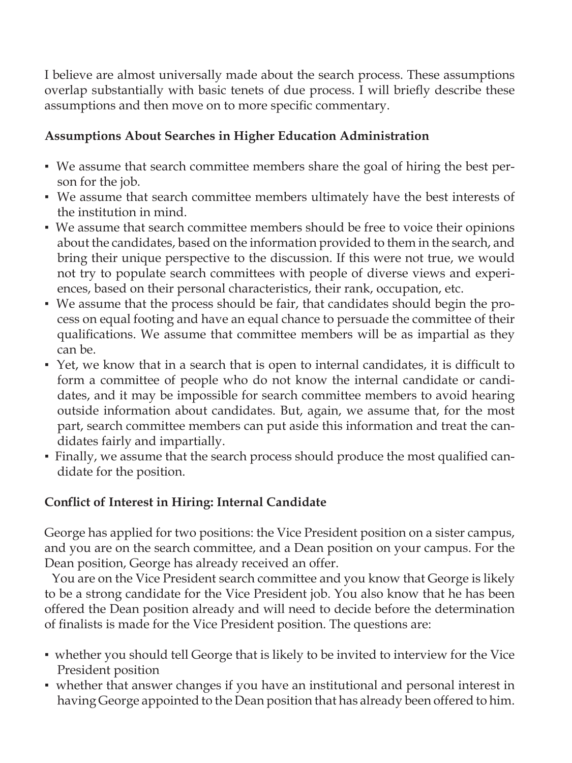I believe are almost universally made about the search process. These assumptions overlap substantially with basic tenets of due process. I will briefly describe these assumptions and then move on to more specific commentary.

**Assumptions About Searches in Higher Education Administration**

- We assume that search committee members share the goal of hiring the best person for the job.
- We assume that search committee members ultimately have the best interests of the institution in mind.
- We assume that search committee members should be free to voice their opinions about the candidates, based on the information provided to them in the search, and bring their unique perspective to the discussion. If this were not true, we would not try to populate search committees with people of diverse views and experiences, based on their personal characteristics, their rank, occupation, etc.
- We assume that the process should be fair, that candidates should begin the process on equal footing and have an equal chance to persuade the committee of their qualifications. We assume that committee members will be as impartial as they can be.
- Yet, we know that in a search that is open to internal candidates, it is difficult to form a committee of people who do not know the internal candidate or candidates, and it may be impossible for search committee members to avoid hearing outside information about candidates. But, again, we assume that, for the most part, search committee members can put aside this information and treat the candidates fairly and impartially.
- Finally, we assume that the search process should produce the most qualified candidate for the position.

**Conflict of Interest in Hiring: Internal Candidate**

George has applied for two positions: the Vice President position on a sister campus, and you are on the search committee, and a Dean position on your campus. For the Dean position, George has already received an offer.

You are on the Vice President search committee and you know that George is likely to be a strong candidate for the Vice President job. You also know that he has been offered the Dean position already and will need to decide before the determination of finalists is made for the Vice President position. The questions are:

- whether you should tell George that is likely to be invited to interview for the Vice President position
- whether that answer changes if you have an institutional and personal interest in having George appointed to the Dean position that has already been offered to him.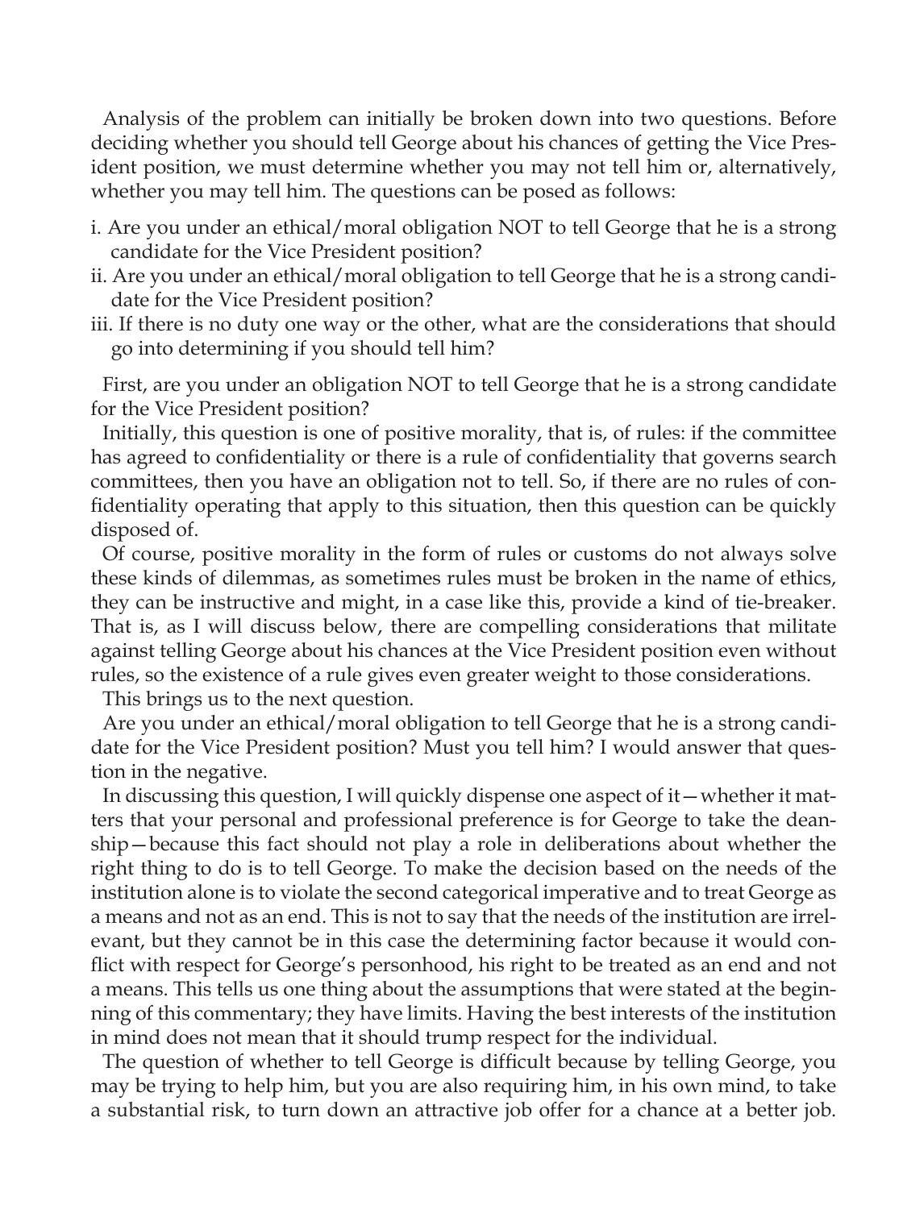Analysis of the problem can initially be broken down into two questions. Before deciding whether you should tell George about his chances of getting the Vice President position, we must determine whether you may not tell him or, alternatively, whether you may tell him. The questions can be posed as follows:

i. Are you under an ethical/moral obligation NOT to tell George that he is a strong candidate for the Vice President position?
ii. Are you under an ethical/moral obligation to tell George that he is a strong candidate for the Vice President position?
iii. If there is no duty one way or the other, what are the considerations that should go into determining if you should tell him?

First, are you under an obligation NOT to tell George that he is a strong candidate for the Vice President position?

Initially, this question is one of positive morality, that is, of rules: if the committee has agreed to confidentiality or there is a rule of confidentiality that governs search committees, then you have an obligation not to tell. So, if there are no rules of confidentiality operating that apply to this situation, then this question can be quickly disposed of.

Of course, positive morality in the form of rules or customs do not always solve these kinds of dilemmas, as sometimes rules must be broken in the name of ethics, they can be instructive and might, in a case like this, provide a kind of tie-breaker. That is, as I will discuss below, there are compelling considerations that militate against telling George about his chances at the Vice President position even without rules, so the existence of a rule gives even greater weight to those considerations.

This brings us to the next question.

Are you under an ethical/moral obligation to tell George that he is a strong candidate for the Vice President position? Must you tell him? I would answer that question in the negative.

In discussing this question, I will quickly dispense one aspect of it—whether it matters that your personal and professional preference is for George to take the deanship—because this fact should not play a role in deliberations about whether the right thing to do is to tell George. To make the decision based on the needs of the institution alone is to violate the second categorical imperative and to treat George as a means and not as an end. This is not to say that the needs of the institution are irrelevant, but they cannot be in this case the determining factor because it would conflict with respect for George's personhood, his right to be treated as an end and not a means. This tells us one thing about the assumptions that were stated at the beginning of this commentary; they have limits. Having the best interests of the institution in mind does not mean that it should trump respect for the individual.

The question of whether to tell George is difficult because by telling George, you may be trying to help him, but you are also requiring him, in his own mind, to take a substantial risk, to turn down an attractive job offer for a chance at a better job.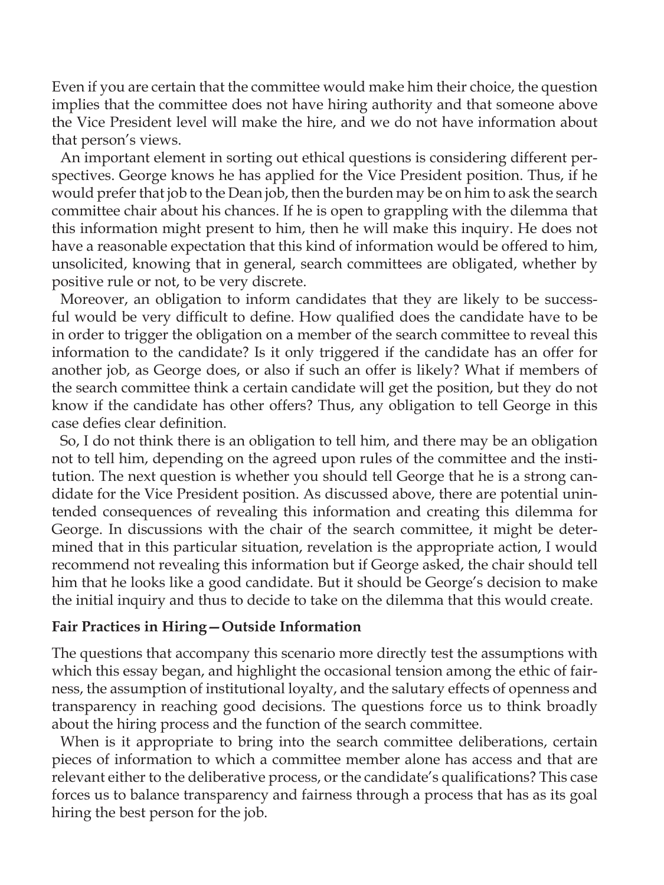Even if you are certain that the committee would make him their choice, the question implies that the committee does not have hiring authority and that someone above the Vice President level will make the hire, and we do not have information about that person's views.

An important element in sorting out ethical questions is considering different perspectives. George knows he has applied for the Vice President position. Thus, if he would prefer that job to the Dean job, then the burden may be on him to ask the search committee chair about his chances. If he is open to grappling with the dilemma that this information might present to him, then he will make this inquiry. He does not have a reasonable expectation that this kind of information would be offered to him, unsolicited, knowing that in general, search committees are obligated, whether by positive rule or not, to be very discrete.

Moreover, an obligation to inform candidates that they are likely to be successful would be very difficult to define. How qualified does the candidate have to be in order to trigger the obligation on a member of the search committee to reveal this information to the candidate? Is it only triggered if the candidate has an offer for another job, as George does, or also if such an offer is likely? What if members of the search committee think a certain candidate will get the position, but they do not know if the candidate has other offers? Thus, any obligation to tell George in this case defies clear definition.

So, I do not think there is an obligation to tell him, and there may be an obligation not to tell him, depending on the agreed upon rules of the committee and the institution. The next question is whether you should tell George that he is a strong candidate for the Vice President position. As discussed above, there are potential unintended consequences of revealing this information and creating this dilemma for George. In discussions with the chair of the search committee, it might be determined that in this particular situation, revelation is the appropriate action, I would recommend not revealing this information but if George asked, the chair should tell him that he looks like a good candidate. But it should be George's decision to make the initial inquiry and thus to decide to take on the dilemma that this would create.

**Fair Practices in Hiring—Outside Information**

The questions that accompany this scenario more directly test the assumptions with which this essay began, and highlight the occasional tension among the ethic of fairness, the assumption of institutional loyalty, and the salutary effects of openness and transparency in reaching good decisions. The questions force us to think broadly about the hiring process and the function of the search committee.

When is it appropriate to bring into the search committee deliberations, certain pieces of information to which a committee member alone has access and that are relevant either to the deliberative process, or the candidate's qualifications? This case forces us to balance transparency and fairness through a process that has as its goal hiring the best person for the job.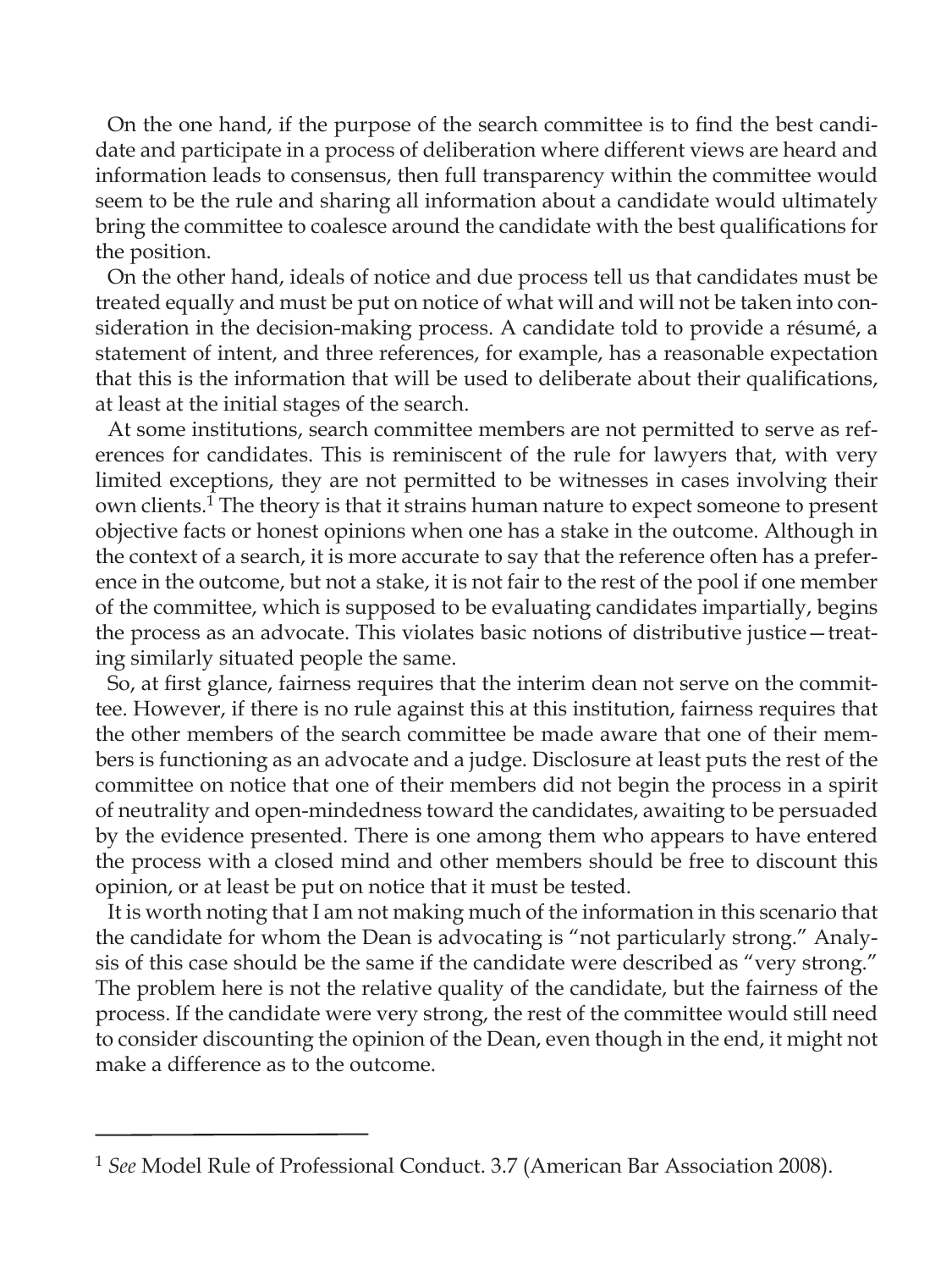On the one hand, if the purpose of the search committee is to find the best candidate and participate in a process of deliberation where different views are heard and information leads to consensus, then full transparency within the committee would seem to be the rule and sharing all information about a candidate would ultimately bring the committee to coalesce around the candidate with the best qualifications for the position.

On the other hand, ideals of notice and due process tell us that candidates must be treated equally and must be put on notice of what will and will not be taken into consideration in the decision-making process. A candidate told to provide a résumé, a statement of intent, and three references, for example, has a reasonable expectation that this is the information that will be used to deliberate about their qualifications, at least at the initial stages of the search.

At some institutions, search committee members are not permitted to serve as references for candidates. This is reminiscent of the rule for lawyers that, with very limited exceptions, they are not permitted to be witnesses in cases involving their own clients.[1] The theory is that it strains human nature to expect someone to present objective facts or honest opinions when one has a stake in the outcome. Although in the context of a search, it is more accurate to say that the reference often has a preference in the outcome, but not a stake, it is not fair to the rest of the pool if one member of the committee, which is supposed to be evaluating candidates impartially, begins the process as an advocate. This violates basic notions of distributive justice—treating similarly situated people the same.

So, at first glance, fairness requires that the interim dean not serve on the committee. However, if there is no rule against this at this institution, fairness requires that the other members of the search committee be made aware that one of their members is functioning as an advocate and a judge. Disclosure at least puts the rest of the committee on notice that one of their members did not begin the process in a spirit of neutrality and open-mindedness toward the candidates, awaiting to be persuaded by the evidence presented. There is one among them who appears to have entered the process with a closed mind and other members should be free to discount this opinion, or at least be put on notice that it must be tested.

It is worth noting that I am not making much of the information in this scenario that the candidate for whom the Dean is advocating is "not particularly strong." Analysis of this case should be the same if the candidate were described as "very strong." The problem here is not the relative quality of the candidate, but the fairness of the process. If the candidate were very strong, the rest of the committee would still need to consider discounting the opinion of the Dean, even though in the end, it might not make a difference as to the outcome.

---

[1] *See* Model Rule of Professional Conduct. 3.7 (American Bar Association 2008).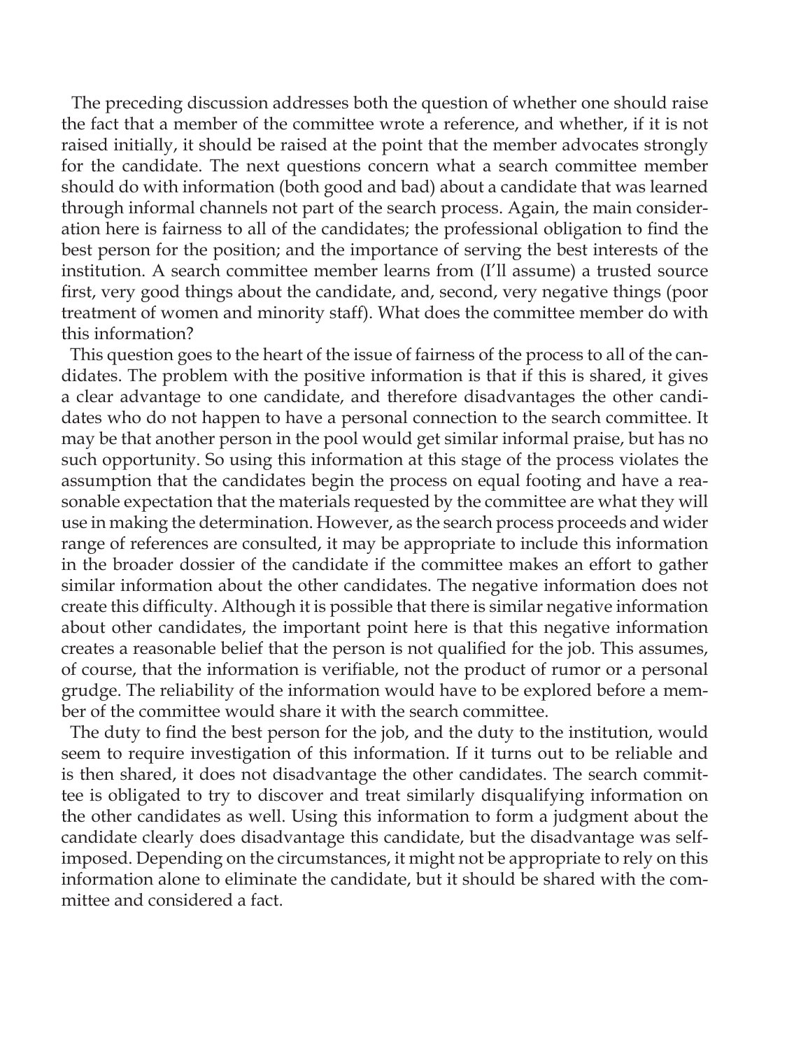The preceding discussion addresses both the question of whether one should raise the fact that a member of the committee wrote a reference, and whether, if it is not raised initially, it should be raised at the point that the member advocates strongly for the candidate. The next questions concern what a search committee member should do with information (both good and bad) about a candidate that was learned through informal channels not part of the search process. Again, the main consideration here is fairness to all of the candidates; the professional obligation to find the best person for the position; and the importance of serving the best interests of the institution. A search committee member learns from (I'll assume) a trusted source first, very good things about the candidate, and, second, very negative things (poor treatment of women and minority staff). What does the committee member do with this information?

This question goes to the heart of the issue of fairness of the process to all of the candidates. The problem with the positive information is that if this is shared, it gives a clear advantage to one candidate, and therefore disadvantages the other candidates who do not happen to have a personal connection to the search committee. It may be that another person in the pool would get similar informal praise, but has no such opportunity. So using this information at this stage of the process violates the assumption that the candidates begin the process on equal footing and have a reasonable expectation that the materials requested by the committee are what they will use in making the determination. However, as the search process proceeds and wider range of references are consulted, it may be appropriate to include this information in the broader dossier of the candidate if the committee makes an effort to gather similar information about the other candidates. The negative information does not create this difficulty. Although it is possible that there is similar negative information about other candidates, the important point here is that this negative information creates a reasonable belief that the person is not qualified for the job. This assumes, of course, that the information is verifiable, not the product of rumor or a personal grudge. The reliability of the information would have to be explored before a member of the committee would share it with the search committee.

The duty to find the best person for the job, and the duty to the institution, would seem to require investigation of this information. If it turns out to be reliable and is then shared, it does not disadvantage the other candidates. The search committee is obligated to try to discover and treat similarly disqualifying information on the other candidates as well. Using this information to form a judgment about the candidate clearly does disadvantage this candidate, but the disadvantage was self-imposed. Depending on the circumstances, it might not be appropriate to rely on this information alone to eliminate the candidate, but it should be shared with the committee and considered a fact.